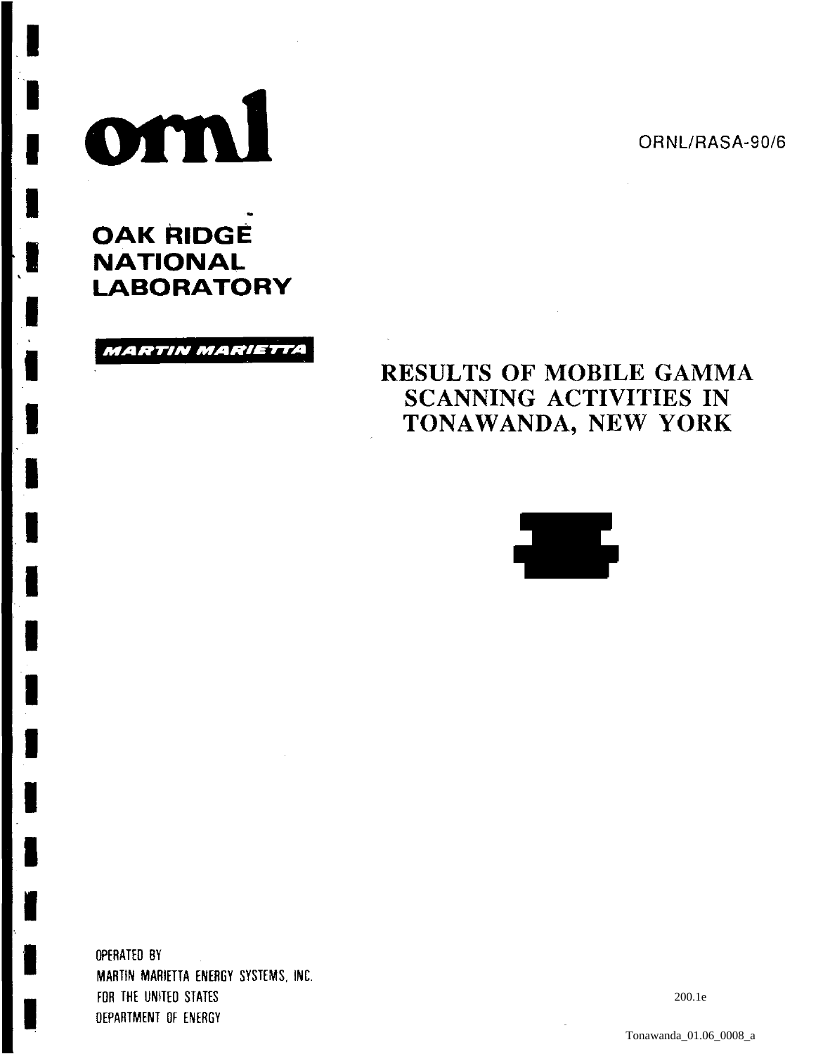ornl

ORNL/RASA-90/6

**OAK RIDGE NATIONAL LABORATORY**

MARTIN MARIETTA

# RESULTS OF MOBILE GAMMA SCANNING ACTIVITIES IN TONAWANDA, NEW YORK

OPERATED BY
MARTIN MARIETTA ENERGY SYSTEMS, INC.
FOR THE UNITED STATES
DEPARTMENT OF ENERGY

200.1e

Tonawanda_01.06_0008_a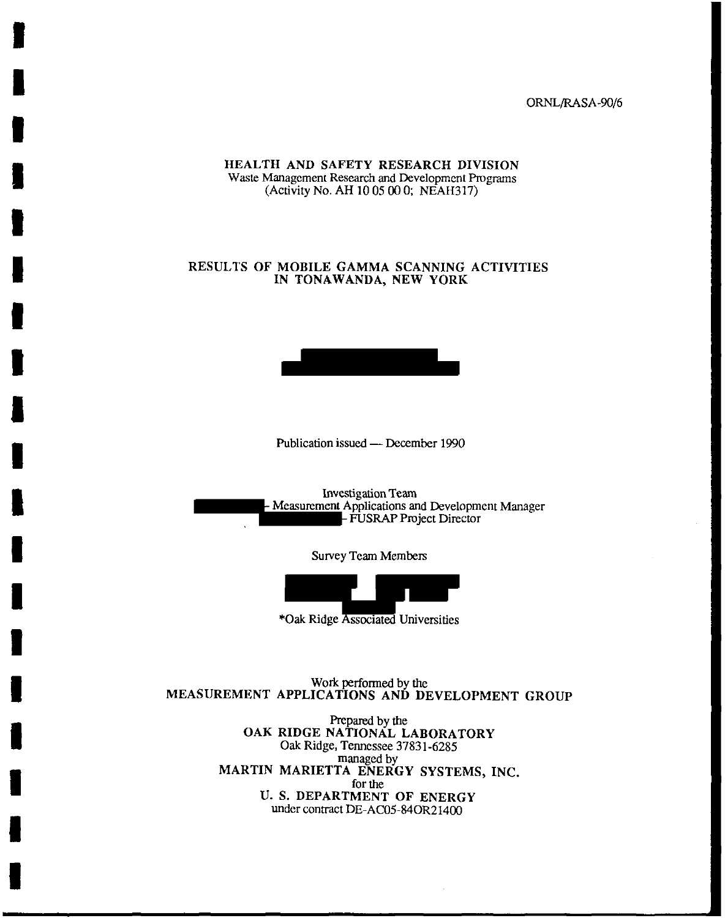ORNL/RASA-90/6

HEALTH AND SAFETY RESEARCH DIVISION
Waste Management Research and Development Programs
(Activity No. AH 10 05 00 0; NEAH317)

# RESULTS OF MOBILE GAMMA SCANNING ACTIVITIES IN TONAWANDA, NEW YORK

Publication issued — December 1990

Investigation Team
- Measurement Applications and Development Manager
- FUSRAP Project Director

Survey Team Members

*Oak Ridge Associated Universities

Work performed by the
MEASUREMENT APPLICATIONS AND DEVELOPMENT GROUP

Prepared by the
OAK RIDGE NATIONAL LABORATORY
Oak Ridge, Tennessee 37831-6285
managed by
MARTIN MARIETTA ENERGY SYSTEMS, INC.
for the
U. S. DEPARTMENT OF ENERGY
under contract DE-AC05-84OR21400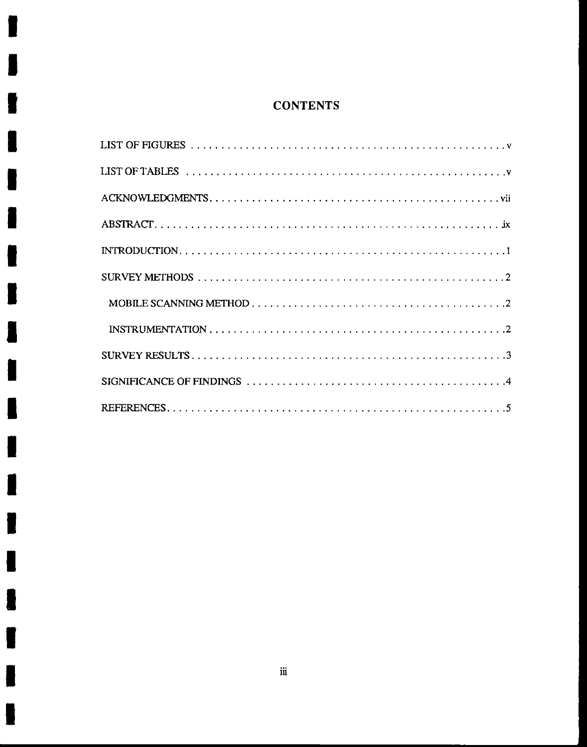# CONTENTS

LIST OF FIGURES . . . . . . . . . . . . . . . . . . . . . . . . . . . . . . . . . . . . . . . . . . . . . . . . . v

LIST OF TABLES . . . . . . . . . . . . . . . . . . . . . . . . . . . . . . . . . . . . . . . . . . . . . . . . . v

ACKNOWLEDGMENTS . . . . . . . . . . . . . . . . . . . . . . . . . . . . . . . . . . . . . . . . . . . . . vii

ABSTRACT . . . . . . . . . . . . . . . . . . . . . . . . . . . . . . . . . . . . . . . . . . . . . . . . . . . . ix

INTRODUCTION . . . . . . . . . . . . . . . . . . . . . . . . . . . . . . . . . . . . . . . . . . . . . . . . . 1

SURVEY METHODS . . . . . . . . . . . . . . . . . . . . . . . . . . . . . . . . . . . . . . . . . . . . . . . 2

- MOBILE SCANNING METHOD . . . . . . . . . . . . . . . . . . . . . . . . . . . . . . . . . . . . . . . 2
- INSTRUMENTATION . . . . . . . . . . . . . . . . . . . . . . . . . . . . . . . . . . . . . . . . . . . . . . 2

SURVEY RESULTS . . . . . . . . . . . . . . . . . . . . . . . . . . . . . . . . . . . . . . . . . . . . . . . . 3

SIGNIFICANCE OF FINDINGS . . . . . . . . . . . . . . . . . . . . . . . . . . . . . . . . . . . . . . . . . 4

REFERENCES . . . . . . . . . . . . . . . . . . . . . . . . . . . . . . . . . . . . . . . . . . . . . . . . . . . 5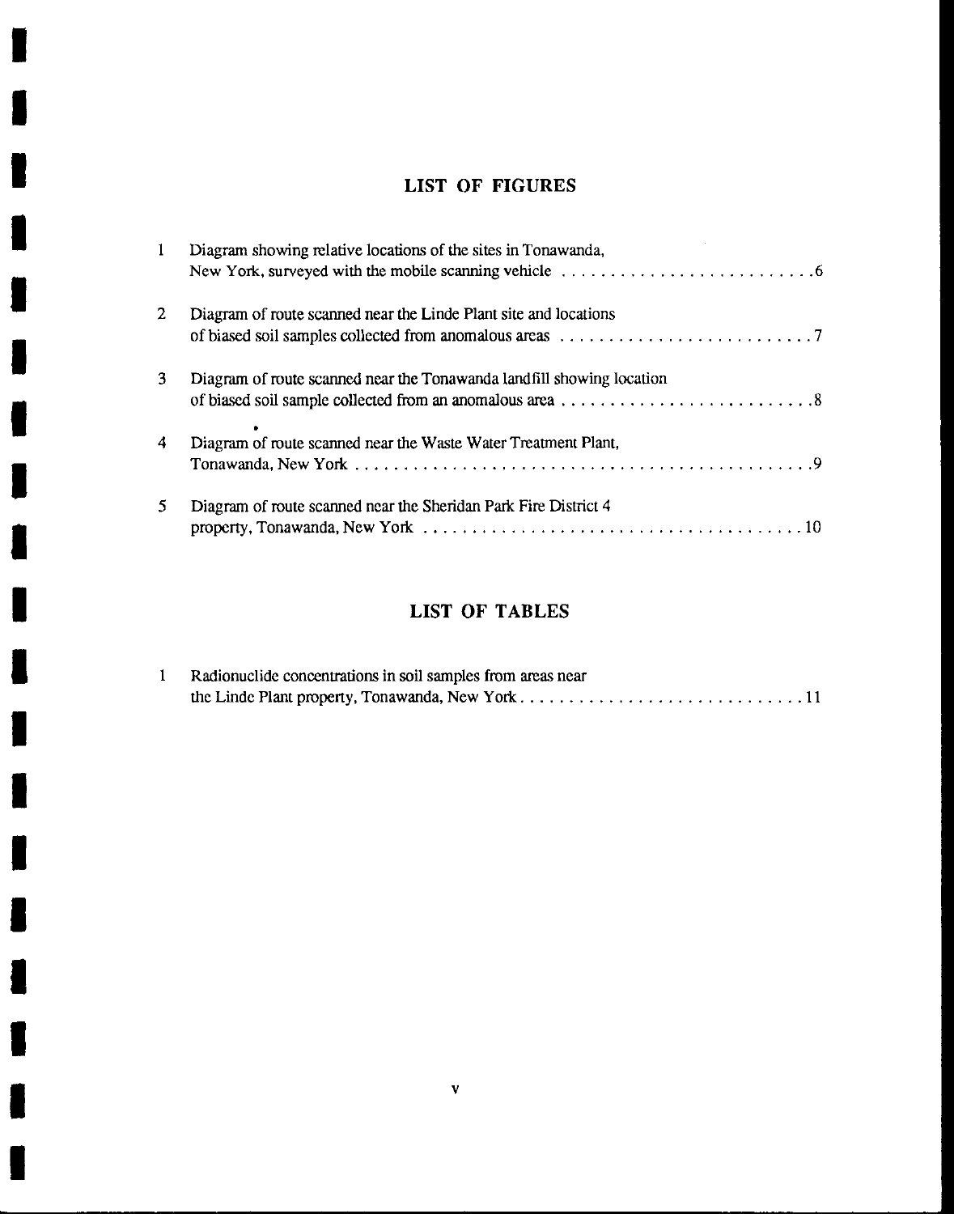## LIST OF FIGURES

1. Diagram showing relative locations of the sites in Tonawanda, New York, surveyed with the mobile scanning vehicle . . . . . . . . . . . . . . . . . . . . . . . . . . 6

2. Diagram of route scanned near the Linde Plant site and locations of biased soil samples collected from anomalous areas . . . . . . . . . . . . . . . . . . . . . . . . . . 7

3. Diagram of route scanned near the Tonawanda landfill showing location of biased soil sample collected from an anomalous area . . . . . . . . . . . . . . . . . . . . . . . . . . 8

4. Diagram of route scanned near the Waste Water Treatment Plant, Tonawanda, New York . . . . . . . . . . . . . . . . . . . . . . . . . . . . . . . . . . . . . . . . . . . . . . . 9

5. Diagram of route scanned near the Sheridan Park Fire District 4 property, Tonawanda, New York . . . . . . . . . . . . . . . . . . . . . . . . . . . . . . . . . . . . . . 10

## LIST OF TABLES

1. Radionuclide concentrations in soil samples from areas near the Linde Plant property, Tonawanda, New York . . . . . . . . . . . . . . . . . . . . . . . . . . . . . 11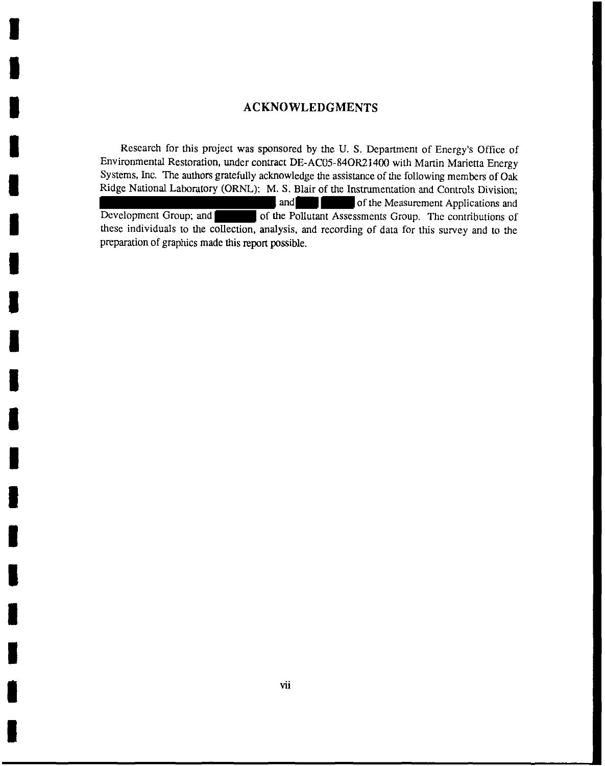# ACKNOWLEDGMENTS

Research for this project was sponsored by the U. S. Department of Energy's Office of Environmental Restoration, under contract DE-AC05-84OR21400 with Martin Marietta Energy Systems, Inc. The authors gratefully acknowledge the assistance of the following members of Oak Ridge National Laboratory (ORNL): M. S. Blair of the Instrumentation and Controls Division; [REDACTED] and [REDACTED] of the Measurement Applications and Development Group; and [REDACTED] of the Pollutant Assessments Group. The contributions of these individuals to the collection, analysis, and recording of data for this survey and to the preparation of graphics made this report possible.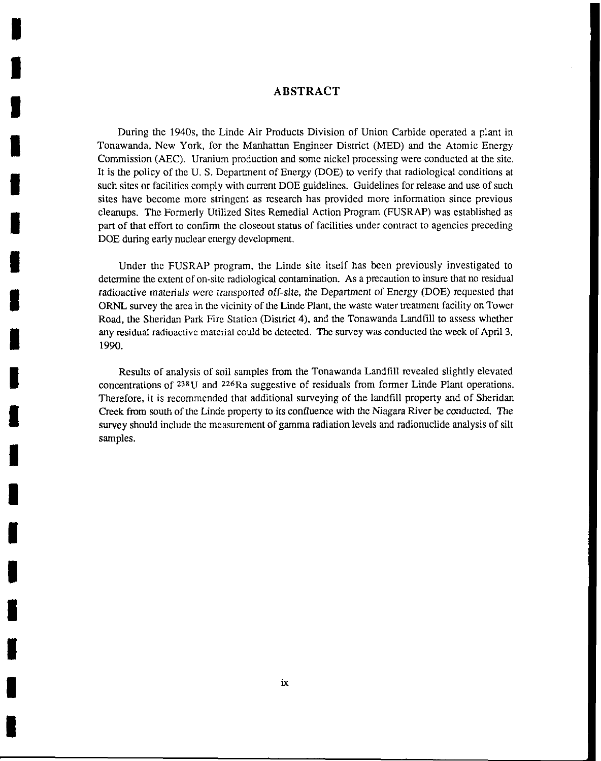# ABSTRACT

During the 1940s, the Linde Air Products Division of Union Carbide operated a plant in Tonawanda, New York, for the Manhattan Engineer District (MED) and the Atomic Energy Commission (AEC). Uranium production and some nickel processing were conducted at the site. It is the policy of the U. S. Department of Energy (DOE) to verify that radiological conditions at such sites or facilities comply with current DOE guidelines. Guidelines for release and use of such sites have become more stringent as research has provided more information since previous cleanups. The Formerly Utilized Sites Remedial Action Program (FUSRAP) was established as part of that effort to confirm the closeout status of facilities under contract to agencies preceding DOE during early nuclear energy development.

Under the FUSRAP program, the Linde site itself has been previously investigated to determine the extent of on-site radiological contamination. As a precaution to insure that no residual radioactive materials were transported off-site, the Department of Energy (DOE) requested that ORNL survey the area in the vicinity of the Linde Plant, the waste water treatment facility on Tower Road, the Sheridan Park Fire Station (District 4), and the Tonawanda Landfill to assess whether any residual radioactive material could be detected. The survey was conducted the week of April 3, 1990.

Results of analysis of soil samples from the Tonawanda Landfill revealed slightly elevated concentrations of $^{238}U$ and $^{226}Ra$ suggestive of residuals from former Linde Plant operations. Therefore, it is recommended that additional surveying of the landfill property and of Sheridan Creek from south of the Linde property to its confluence with the Niagara River be conducted. The survey should include the measurement of gamma radiation levels and radionuclide analysis of silt samples.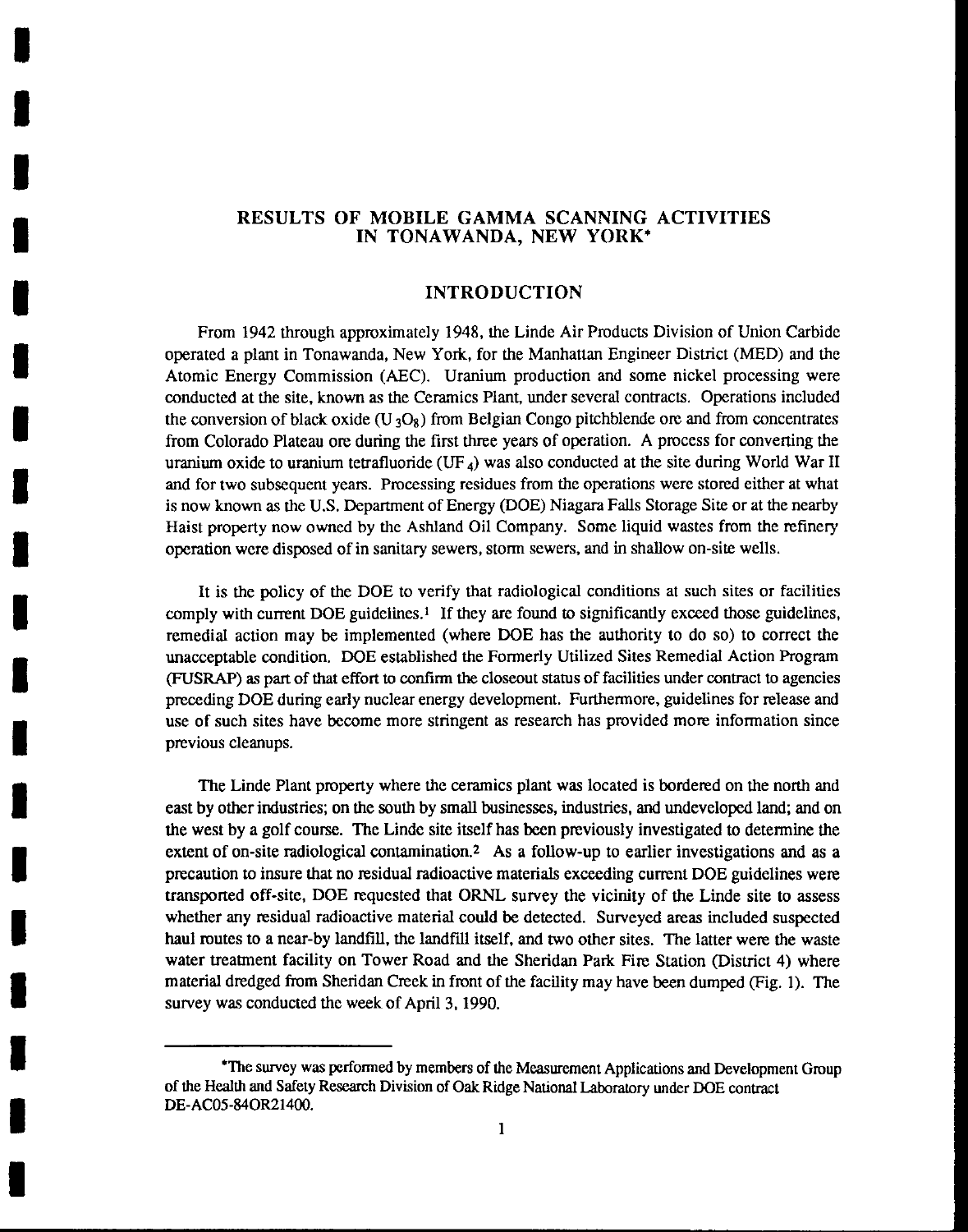# RESULTS OF MOBILE GAMMA SCANNING ACTIVITIES IN TONAWANDA, NEW YORK*

## INTRODUCTION

From 1942 through approximately 1948, the Linde Air Products Division of Union Carbide operated a plant in Tonawanda, New York, for the Manhattan Engineer District (MED) and the Atomic Energy Commission (AEC). Uranium production and some nickel processing were conducted at the site, known as the Ceramics Plant, under several contracts. Operations included the conversion of black oxide ($U_3O_8$) from Belgian Congo pitchblende ore and from concentrates from Colorado Plateau ore during the first three years of operation. A process for converting the uranium oxide to uranium tetrafluoride ($UF_4$) was also conducted at the site during World War II and for two subsequent years. Processing residues from the operations were stored either at what is now known as the U.S. Department of Energy (DOE) Niagara Falls Storage Site or at the nearby Haist property now owned by the Ashland Oil Company. Some liquid wastes from the refinery operation were disposed of in sanitary sewers, storm sewers, and in shallow on-site wells.

It is the policy of the DOE to verify that radiological conditions at such sites or facilities comply with current DOE guidelines.[1] If they are found to significantly exceed those guidelines, remedial action may be implemented (where DOE has the authority to do so) to correct the unacceptable condition. DOE established the Formerly Utilized Sites Remedial Action Program (FUSRAP) as part of that effort to confirm the closeout status of facilities under contract to agencies preceding DOE during early nuclear energy development. Furthermore, guidelines for release and use of such sites have become more stringent as research has provided more information since previous cleanups.

The Linde Plant property where the ceramics plant was located is bordered on the north and east by other industries; on the south by small businesses, industries, and undeveloped land; and on the west by a golf course. The Linde site itself has been previously investigated to determine the extent of on-site radiological contamination.[2] As a follow-up to earlier investigations and as a precaution to insure that no residual radioactive materials exceeding current DOE guidelines were transported off-site, DOE requested that ORNL survey the vicinity of the Linde site to assess whether any residual radioactive material could be detected. Surveyed areas included suspected haul routes to a near-by landfill, the landfill itself, and two other sites. The latter were the waste water treatment facility on Tower Road and the Sheridan Park Fire Station (District 4) where material dredged from Sheridan Creek in front of the facility may have been dumped (Fig. 1). The survey was conducted the week of April 3, 1990.

---

*The survey was performed by members of the Measurement Applications and Development Group of the Health and Safety Research Division of Oak Ridge National Laboratory under DOE contract DE-AC05-84OR21400.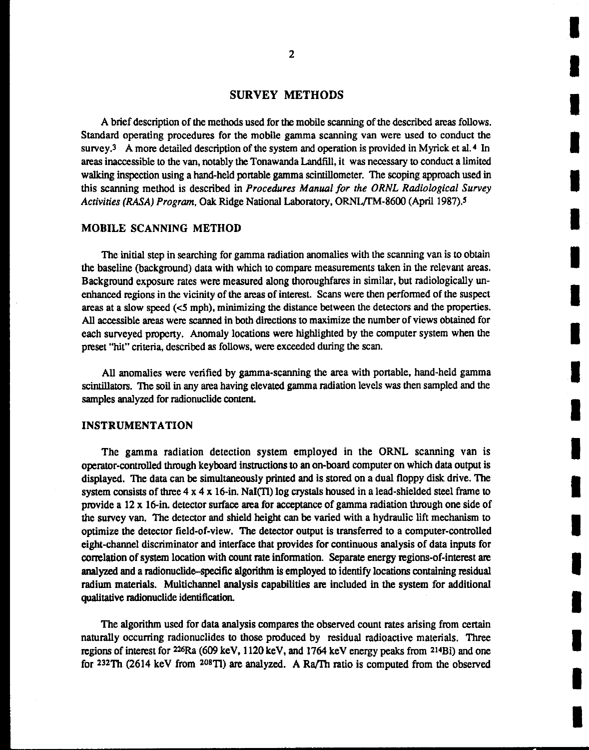## SURVEY METHODS

A brief description of the methods used for the mobile scanning of the described areas follows. Standard operating procedures for the mobile gamma scanning van were used to conduct the survey.[3] A more detailed description of the system and operation is provided in Myrick et al.[4] In areas inaccessible to the van, notably the Tonawanda Landfill, it was necessary to conduct a limited walking inspection using a hand-held portable gamma scintillometer. The scoping approach used in this scanning method is described in *Procedures Manual for the ORNL Radiological Survey Activities (RASA) Program*, Oak Ridge National Laboratory, ORNL/TM-8600 (April 1987).[5]

### MOBILE SCANNING METHOD

The initial step in searching for gamma radiation anomalies with the scanning van is to obtain the baseline (background) data with which to compare measurements taken in the relevant areas. Background exposure rates were measured along thoroughfares in similar, but radiologically un-enhanced regions in the vicinity of the areas of interest. Scans were then performed of the suspect areas at a slow speed (<5 mph), minimizing the distance between the detectors and the properties. All accessible areas were scanned in both directions to maximize the number of views obtained for each surveyed property. Anomaly locations were highlighted by the computer system when the preset "hit" criteria, described as follows, were exceeded during the scan.

All anomalies were verified by gamma-scanning the area with portable, hand-held gamma scintillators. The soil in any area having elevated gamma radiation levels was then sampled and the samples analyzed for radionuclide content.

### INSTRUMENTATION

The gamma radiation detection system employed in the ORNL scanning van is operator-controlled through keyboard instructions to an on-board computer on which data output is displayed. The data can be simultaneously printed and is stored on a dual floppy disk drive. The system consists of three 4 x 4 x 16-in. NaI(Tl) log crystals housed in a lead-shielded steel frame to provide a 12 x 16-in. detector surface area for acceptance of gamma radiation through one side of the survey van. The detector and shield height can be varied with a hydraulic lift mechanism to optimize the detector field-of-view. The detector output is transferred to a computer-controlled eight-channel discriminator and interface that provides for continuous analysis of data inputs for correlation of system location with count rate information. Separate energy regions-of-interest are analyzed and a radionuclide-specific algorithm is employed to identify locations containing residual radium materials. Multichannel analysis capabilities are included in the system for additional qualitative radionuclide identification.

The algorithm used for data analysis compares the observed count rates arising from certain naturally occurring radionuclides to those produced by residual radioactive materials. Three regions of interest for $^{226}$Ra (609 keV, 1120 keV, and 1764 keV energy peaks from $^{214}$Bi) and one for $^{232}$Th (2614 keV from $^{208}$Tl) are analyzed. A Ra/Th ratio is computed from the observed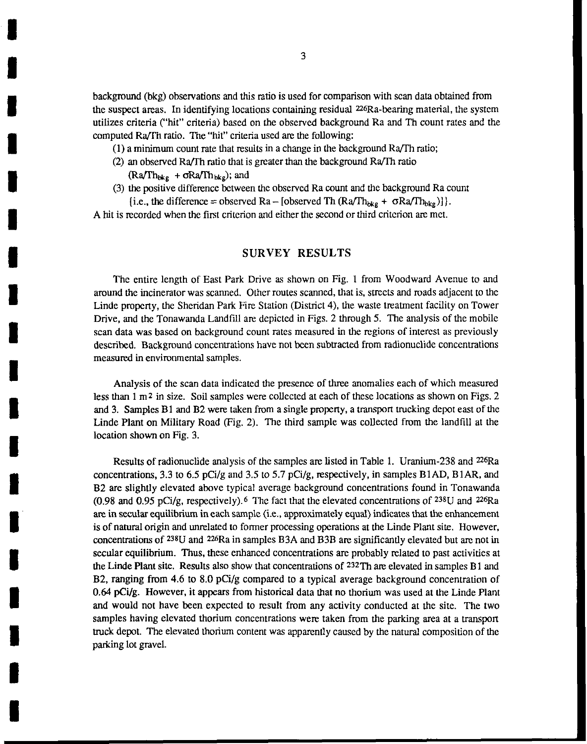background (bkg) observations and this ratio is used for comparison with scan data obtained from the suspect areas. In identifying locations containing residual $^{226}$Ra-bearing material, the system utilizes criteria ("hit" criteria) based on the observed background Ra and Th count rates and the computed Ra/Th ratio. The "hit" criteria used are the following:

(1) a minimum count rate that results in a change in the background Ra/Th ratio;

(2) an observed Ra/Th ratio that is greater than the background Ra/Th ratio ($Ra/Th_{bkg} + \sigma Ra/Th_{bkg}$); and

(3) the positive difference between the observed Ra count and the background Ra count {i.e., the difference = observed Ra – [observed Th ($Ra/Th_{bkg} + \sigma Ra/Th_{bkg}$)]}.

A hit is recorded when the first criterion and either the second or third criterion are met.

## SURVEY RESULTS

The entire length of East Park Drive as shown on Fig. 1 from Woodward Avenue to and around the incinerator was scanned. Other routes scanned, that is, streets and roads adjacent to the Linde property, the Sheridan Park Fire Station (District 4), the waste treatment facility on Tower Drive, and the Tonawanda Landfill are depicted in Figs. 2 through 5. The analysis of the mobile scan data was based on background count rates measured in the regions of interest as previously described. Background concentrations have not been subtracted from radionuclide concentrations measured in environmental samples.

Analysis of the scan data indicated the presence of three anomalies each of which measured less than 1 $m^2$ in size. Soil samples were collected at each of these locations as shown on Figs. 2 and 3. Samples B1 and B2 were taken from a single property, a transport trucking depot east of the Linde Plant on Military Road (Fig. 2). The third sample was collected from the landfill at the location shown on Fig. 3.

Results of radionuclide analysis of the samples are listed in Table 1. Uranium-238 and $^{226}$Ra concentrations, 3.3 to 6.5 pCi/g and 3.5 to 5.7 pCi/g, respectively, in samples B1AD, B1AR, and B2 are slightly elevated above typical average background concentrations found in Tonawanda (0.98 and 0.95 pCi/g, respectively).[6] The fact that the elevated concentrations of $^{238}$U and $^{226}$Ra are in secular equilibrium in each sample (i.e., approximately equal) indicates that the enhancement is of natural origin and unrelated to former processing operations at the Linde Plant site. However, concentrations of $^{238}$U and $^{226}$Ra in samples B3A and B3B are significantly elevated but are not in secular equilibrium. Thus, these enhanced concentrations are probably related to past activities at the Linde Plant site. Results also show that concentrations of $^{232}$Th are elevated in samples B1 and B2, ranging from 4.6 to 8.0 pCi/g compared to a typical average background concentration of 0.64 pCi/g. However, it appears from historical data that no thorium was used at the Linde Plant and would not have been expected to result from any activity conducted at the site. The two samples having elevated thorium concentrations were taken from the parking area at a transport truck depot. The elevated thorium content was apparently caused by the natural composition of the parking lot gravel.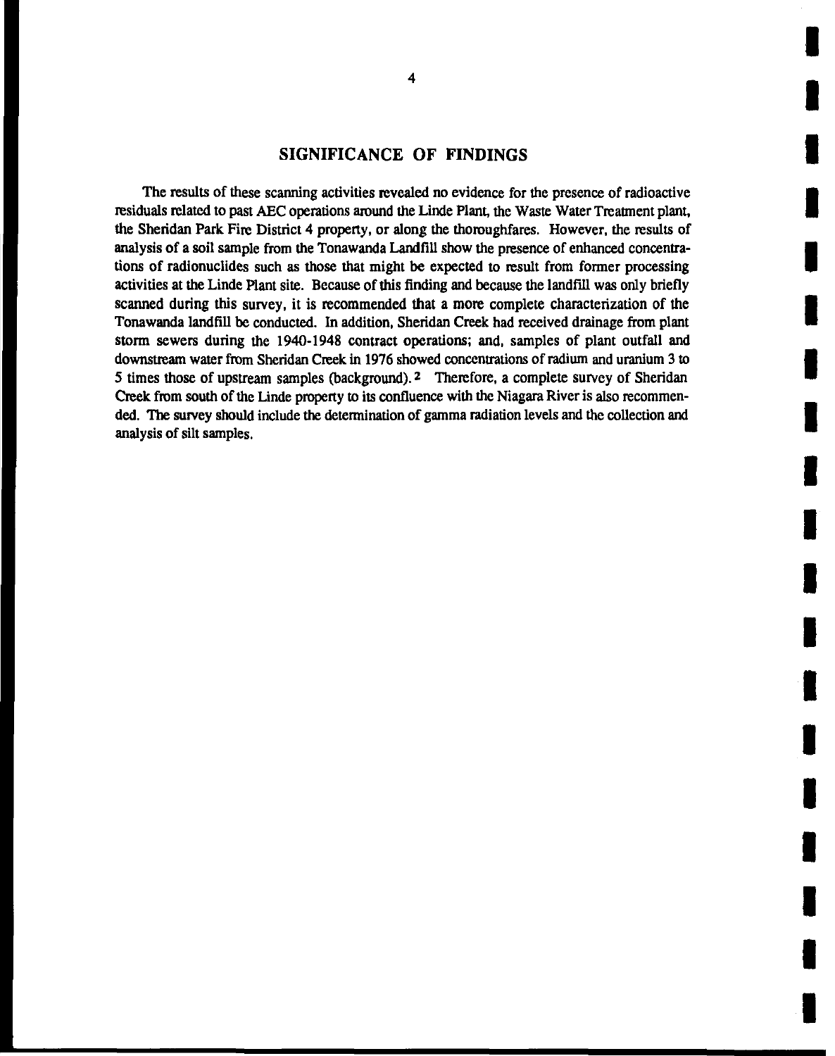## SIGNIFICANCE OF FINDINGS

The results of these scanning activities revealed no evidence for the presence of radioactive residuals related to past AEC operations around the Linde Plant, the Waste Water Treatment plant, the Sheridan Park Fire District 4 property, or along the thoroughfares. However, the results of analysis of a soil sample from the Tonawanda Landfill show the presence of enhanced concentrations of radionuclides such as those that might be expected to result from former processing activities at the Linde Plant site. Because of this finding and because the landfill was only briefly scanned during this survey, it is recommended that a more complete characterization of the Tonawanda landfill be conducted. In addition, Sheridan Creek had received drainage from plant storm sewers during the 1940-1948 contract operations; and, samples of plant outfall and downstream water from Sheridan Creek in 1976 showed concentrations of radium and uranium 3 to 5 times those of upstream samples (background).[2] Therefore, a complete survey of Sheridan Creek from south of the Linde property to its confluence with the Niagara River is also recommended. The survey should include the determination of gamma radiation levels and the collection and analysis of silt samples.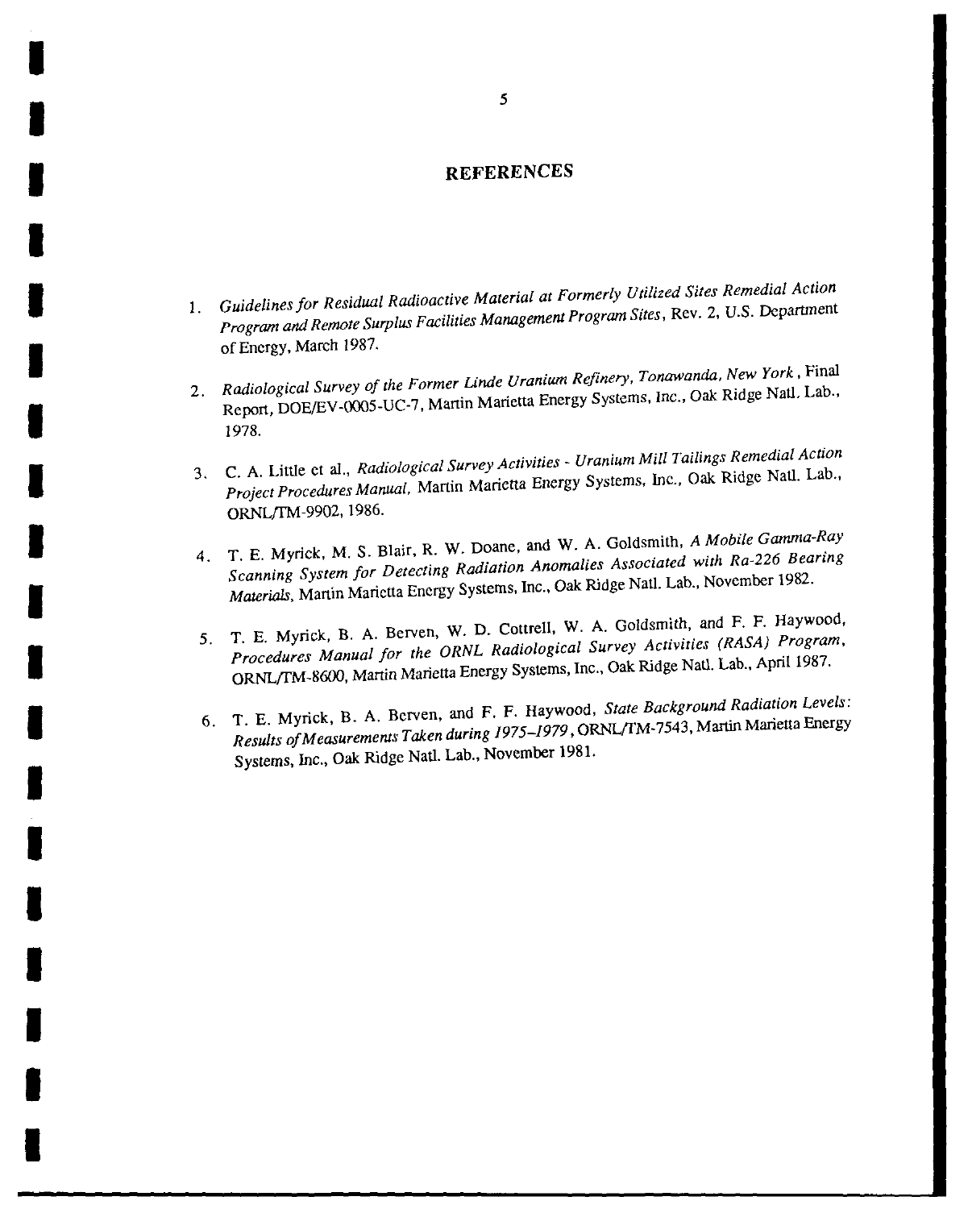# REFERENCES

1. *Guidelines for Residual Radioactive Material at Formerly Utilized Sites Remedial Action Program and Remote Surplus Facilities Management Program Sites*, Rev. 2, U.S. Department of Energy, March 1987.

2. *Radiological Survey of the Former Linde Uranium Refinery, Tonawanda, New York*, Final Report, DOE/EV-0005-UC-7, Martin Marietta Energy Systems, Inc., Oak Ridge Natl. Lab., 1978.

3. C. A. Little et al., *Radiological Survey Activities - Uranium Mill Tailings Remedial Action Project Procedures Manual*, Martin Marietta Energy Systems, Inc., Oak Ridge Natl. Lab., ORNL/TM-9902, 1986.

4. T. E. Myrick, M. S. Blair, R. W. Doane, and W. A. Goldsmith, *A Mobile Gamma-Ray Scanning System for Detecting Radiation Anomalies Associated with Ra-226 Bearing Materials*, Martin Marietta Energy Systems, Inc., Oak Ridge Natl. Lab., November 1982.

5. T. E. Myrick, B. A. Berven, W. D. Cottrell, W. A. Goldsmith, and F. F. Haywood, *Procedures Manual for the ORNL Radiological Survey Activities (RASA) Program*, ORNL/TM-8600, Martin Marietta Energy Systems, Inc., Oak Ridge Natl. Lab., April 1987.

6. T. E. Myrick, B. A. Berven, and F. F. Haywood, *State Background Radiation Levels: Results of Measurements Taken during 1975–1979*, ORNL/TM-7543, Martin Marietta Energy Systems, Inc., Oak Ridge Natl. Lab., November 1981.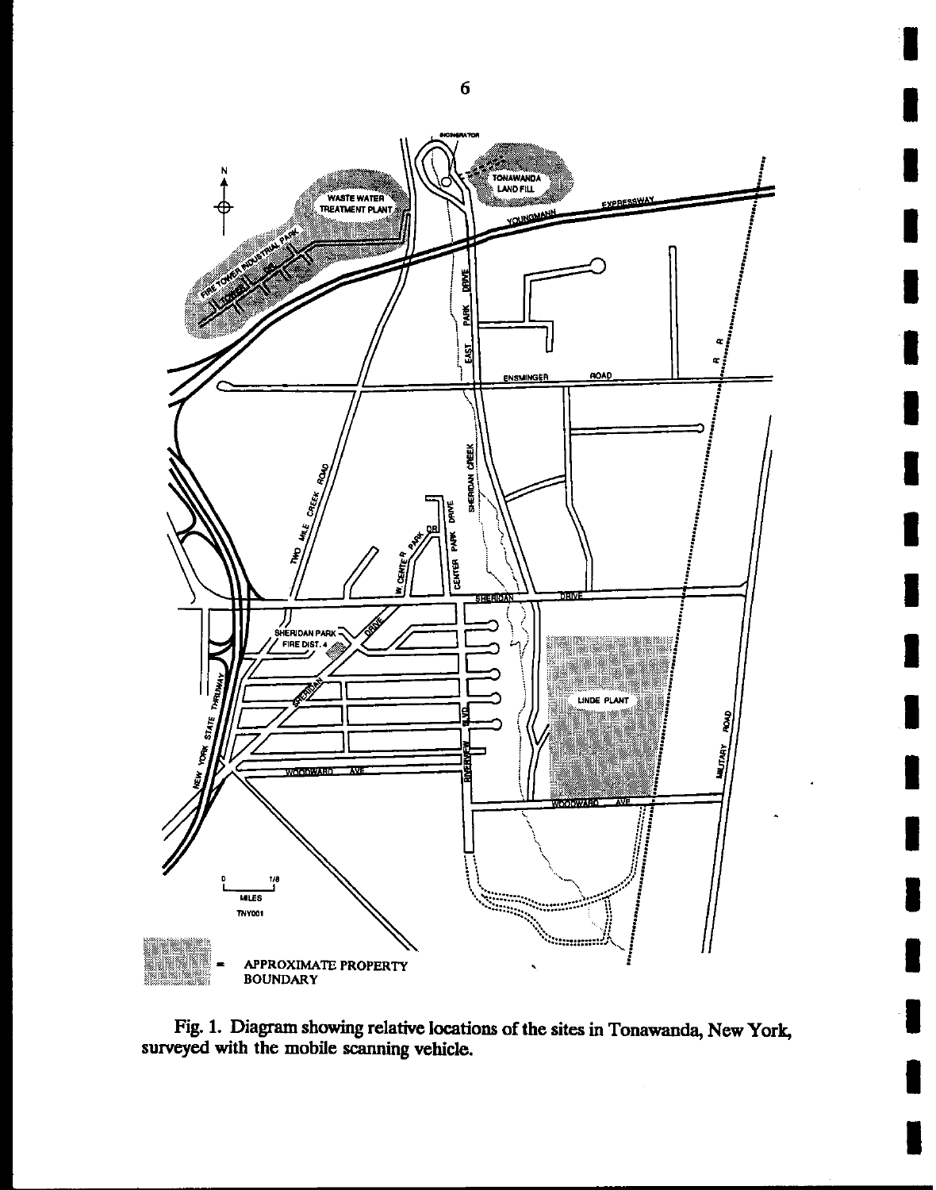Fig. 1. Diagram showing relative locations of the sites in Tonawanda, New York, surveyed with the mobile scanning vehicle.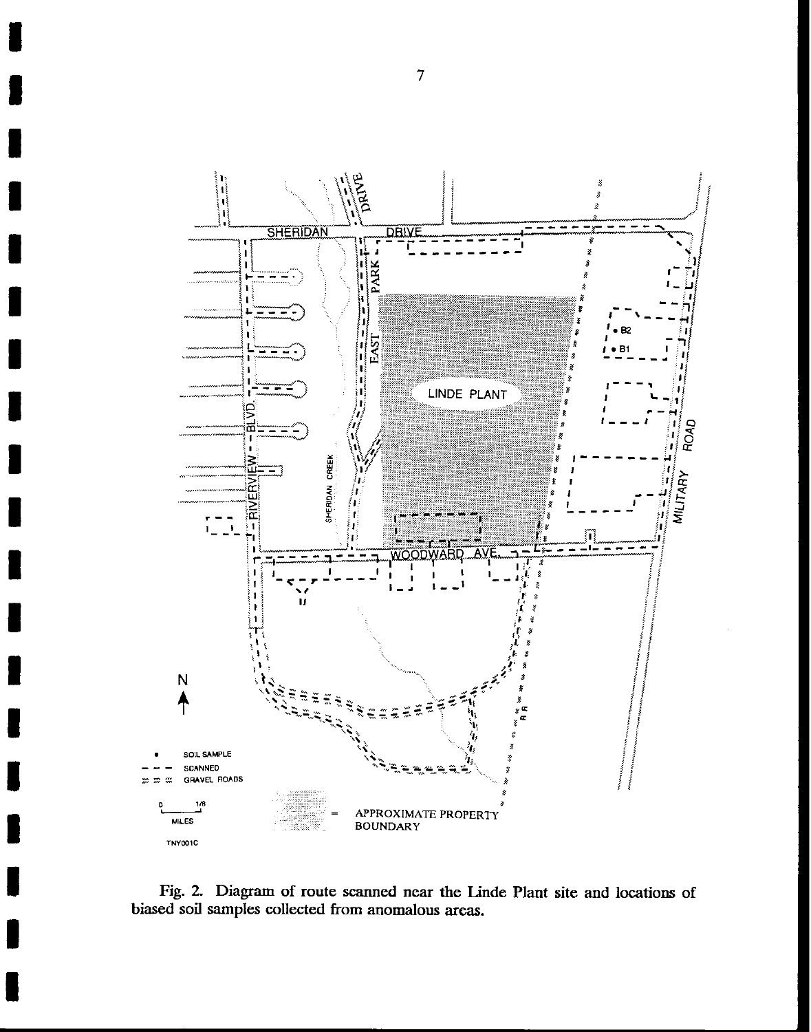Fig. 2. Diagram of route scanned near the Linde Plant site and locations of biased soil samples collected from anomalous areas.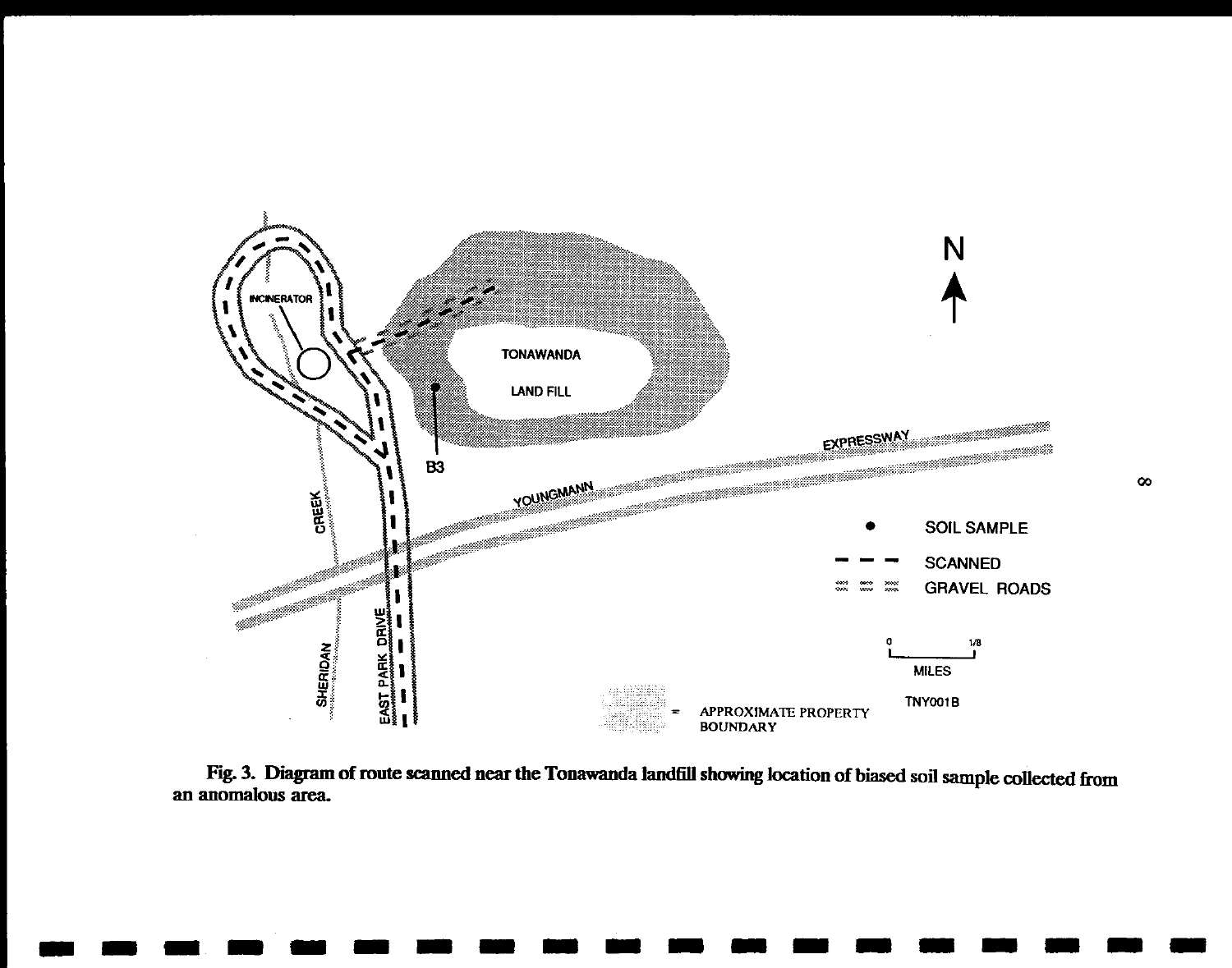Fig. 3. Diagram of route scanned near the Tonawanda landfill showing location of biased soil sample collected from an anomalous area.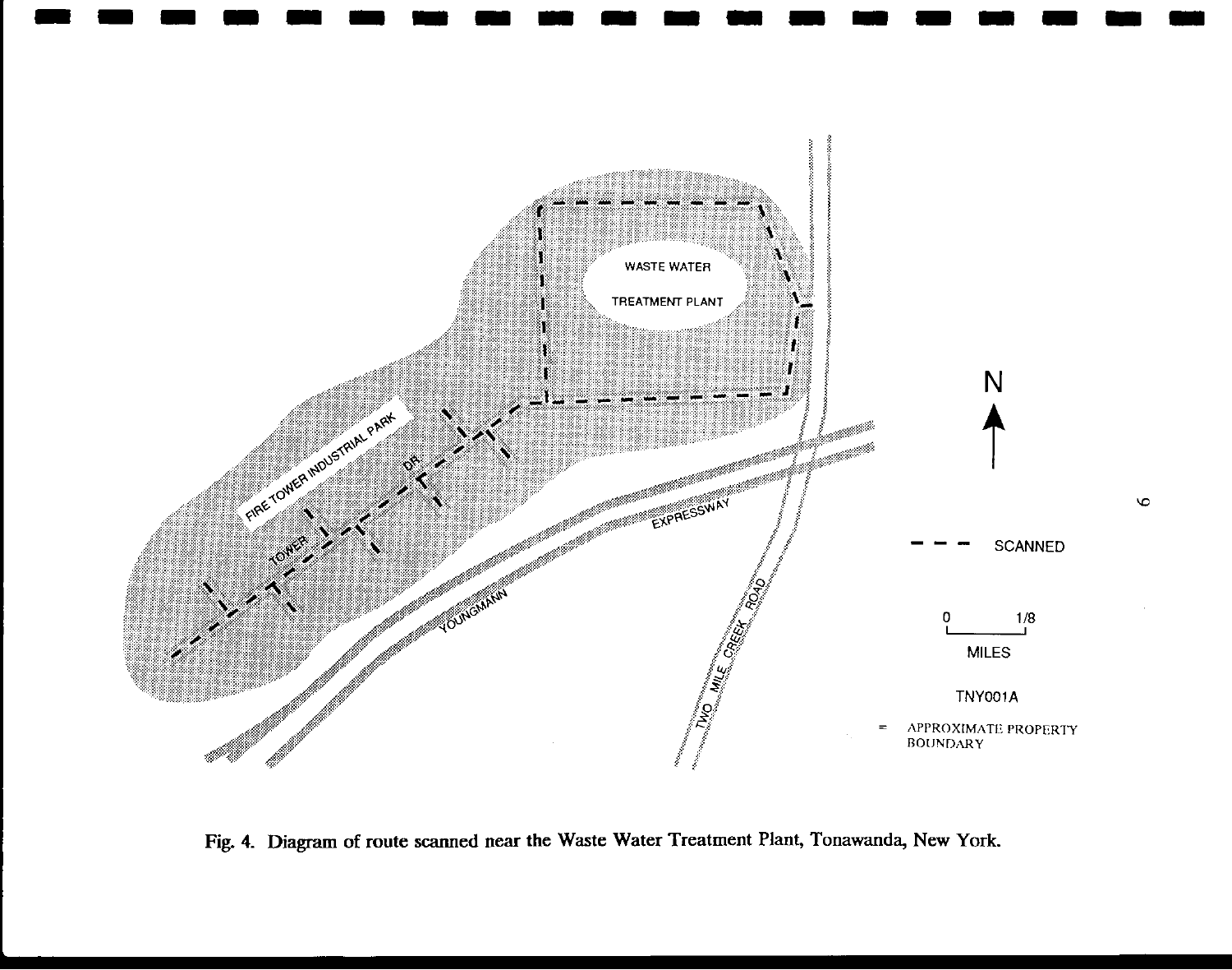WASTE WATER

TREATMENT PLANT

FIRE TOWER INDUSTRIAL PARK

TOWER DR.

EXPRESSWAY

YOUNGMANN

TWO MILE CREEK ROAD

N

– – – SCANNED

0 1/8

MILES

TNY001A

= APPROXIMATE PROPERTY BOUNDARY

Fig. 4. Diagram of route scanned near the Waste Water Treatment Plant, Tonawanda, New York.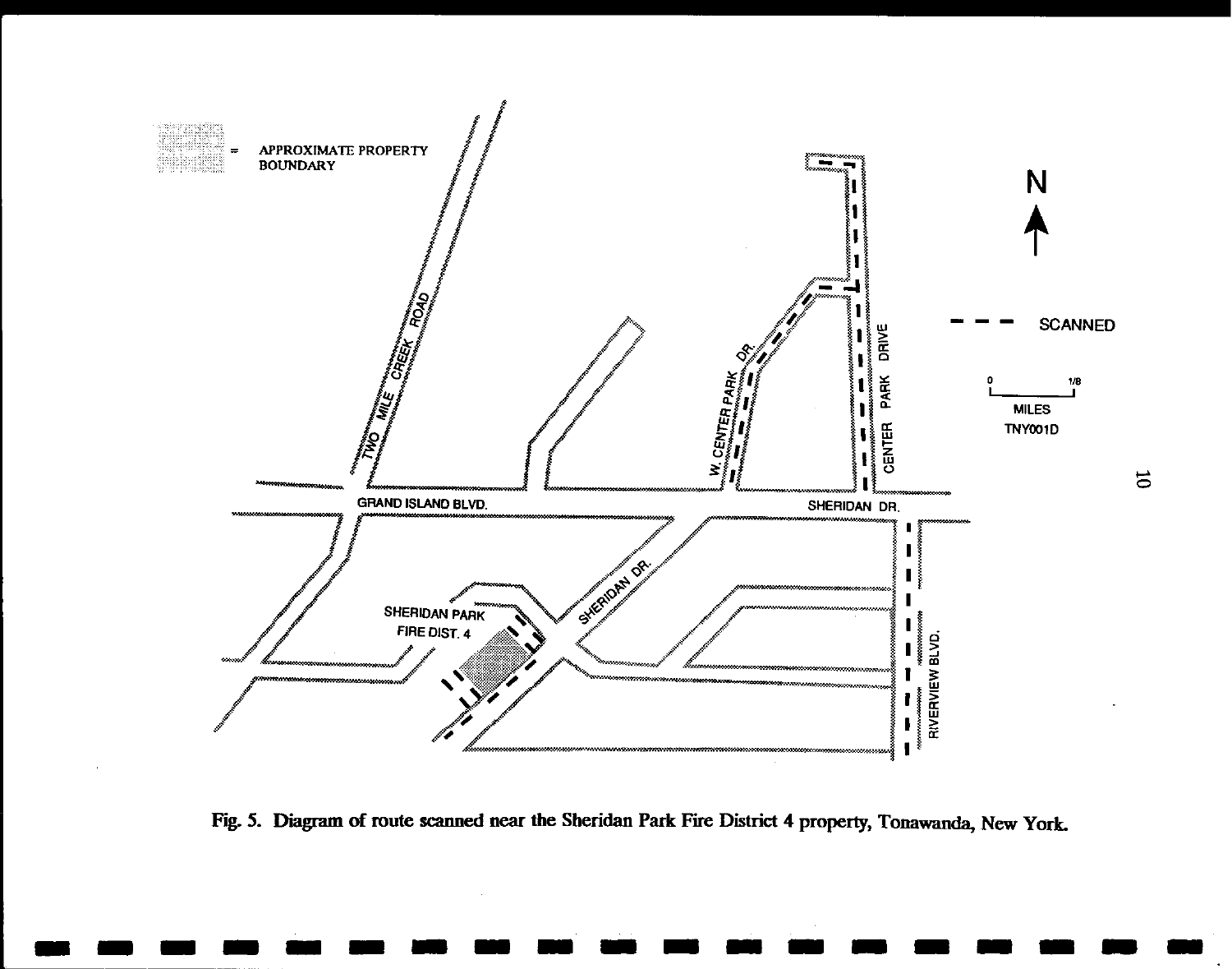Fig. 5. Diagram of route scanned near the Sheridan Park Fire District 4 property, Tonawanda, New York.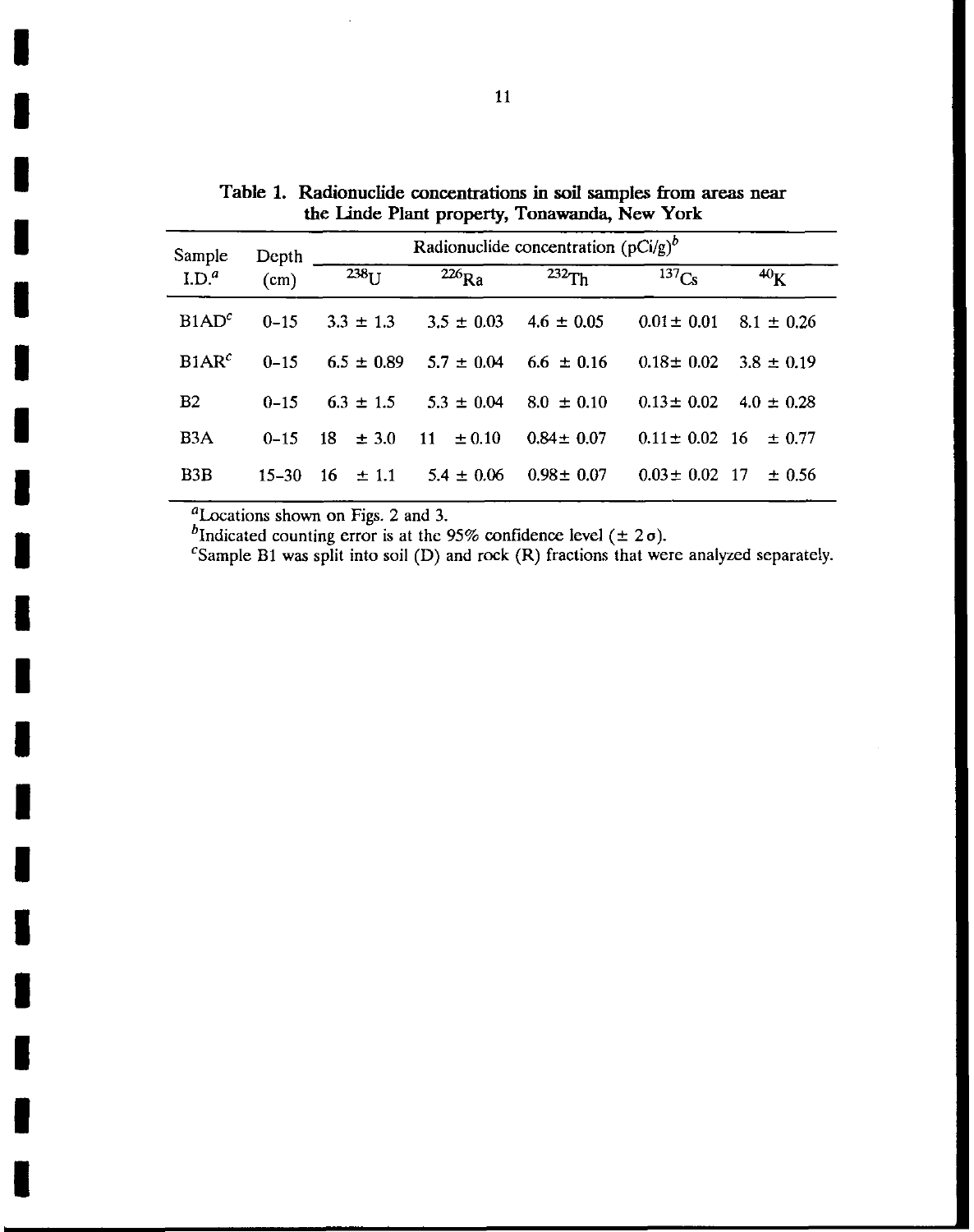**Table 1. Radionuclide concentrations in soil samples from areas near the Linde Plant property, Tonawanda, New York**

| Sample I.D.[a] | Depth (cm) | Radionuclide concentration (pCi/g)[b] | | | | |
|---|---|---|---|---|---|---|
| | | $^{238}U$ | $^{226}Ra$ | $^{232}Th$ | $^{137}Cs$ | $^{40}K$ |
| B1AD[c] | 0–15 | 3.3 ± 1.3 | 3.5 ± 0.03 | 4.6 ± 0.05 | 0.01 ± 0.01 | 8.1 ± 0.26 |
| B1AR[c] | 0–15 | 6.5 ± 0.89 | 5.7 ± 0.04 | 6.6 ± 0.16 | 0.18 ± 0.02 | 3.8 ± 0.19 |
| B2 | 0–15 | 6.3 ± 1.5 | 5.3 ± 0.04 | 8.0 ± 0.10 | 0.13 ± 0.02 | 4.0 ± 0.28 |
| B3A | 0–15 | 18 ± 3.0 | 11 ± 0.10 | 0.84 ± 0.07 | 0.11 ± 0.02 | 16 ± 0.77 |
| B3B | 15–30 | 16 ± 1.1 | 5.4 ± 0.06 | 0.98 ± 0.07 | 0.03 ± 0.02 | 17 ± 0.56 |

[a]Locations shown on Figs. 2 and 3.

[b]Indicated counting error is at the 95% confidence level (± 2 σ).

[c]Sample B1 was split into soil (D) and rock (R) fractions that were analyzed separately.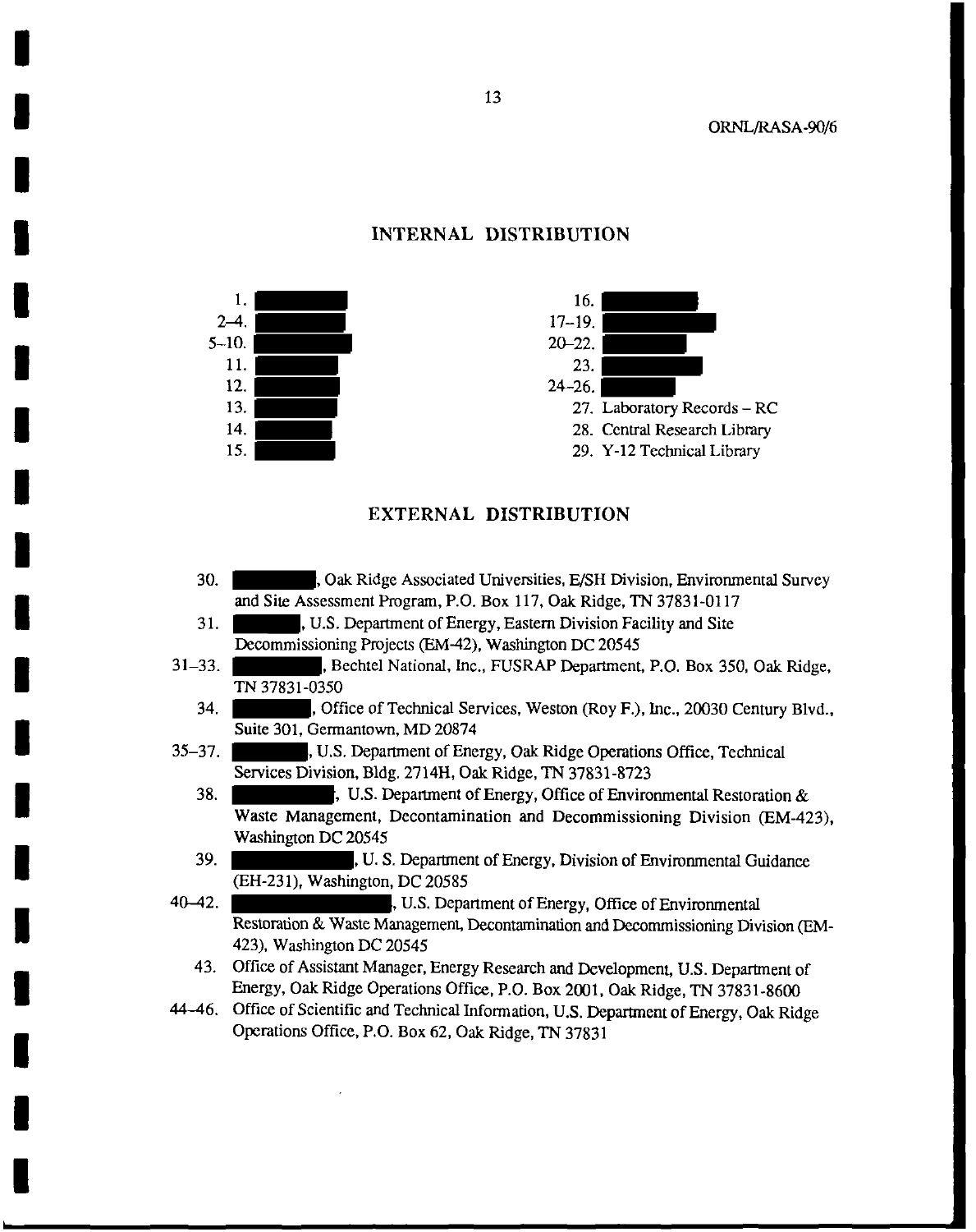## INTERNAL DISTRIBUTION

1. ████████
2–4. ████████
5–10. ████████
11. ████████
12. ████████
13. ████████
14. ████████
15. ████████
16. ████████
17–19. ████████
20–22. ████████
23. ████████
24–26. ████████
27. Laboratory Records – RC
28. Central Research Library
29. Y-12 Technical Library

## EXTERNAL DISTRIBUTION

30. ████████, Oak Ridge Associated Universities, E/SH Division, Environmental Survey and Site Assessment Program, P.O. Box 117, Oak Ridge, TN 37831-0117

31. ████████, U.S. Department of Energy, Eastern Division Facility and Site Decommissioning Projects (EM-42), Washington DC 20545

31–33. ████████, Bechtel National, Inc., FUSRAP Department, P.O. Box 350, Oak Ridge, TN 37831-0350

34. ████████, Office of Technical Services, Weston (Roy F.), Inc., 20030 Century Blvd., Suite 301, Germantown, MD 20874

35–37. ████████, U.S. Department of Energy, Oak Ridge Operations Office, Technical Services Division, Bldg. 2714H, Oak Ridge, TN 37831-8723

38. ████████, U.S. Department of Energy, Office of Environmental Restoration & Waste Management, Decontamination and Decommissioning Division (EM-423), Washington DC 20545

39. ████████, U. S. Department of Energy, Division of Environmental Guidance (EH-231), Washington, DC 20585

40–42. ████████, U.S. Department of Energy, Office of Environmental Restoration & Waste Management, Decontamination and Decommissioning Division (EM-423), Washington DC 20545

43. Office of Assistant Manager, Energy Research and Development, U.S. Department of Energy, Oak Ridge Operations Office, P.O. Box 2001, Oak Ridge, TN 37831-8600

44–46. Office of Scientific and Technical Information, U.S. Department of Energy, Oak Ridge Operations Office, P.O. Box 62, Oak Ridge, TN 37831